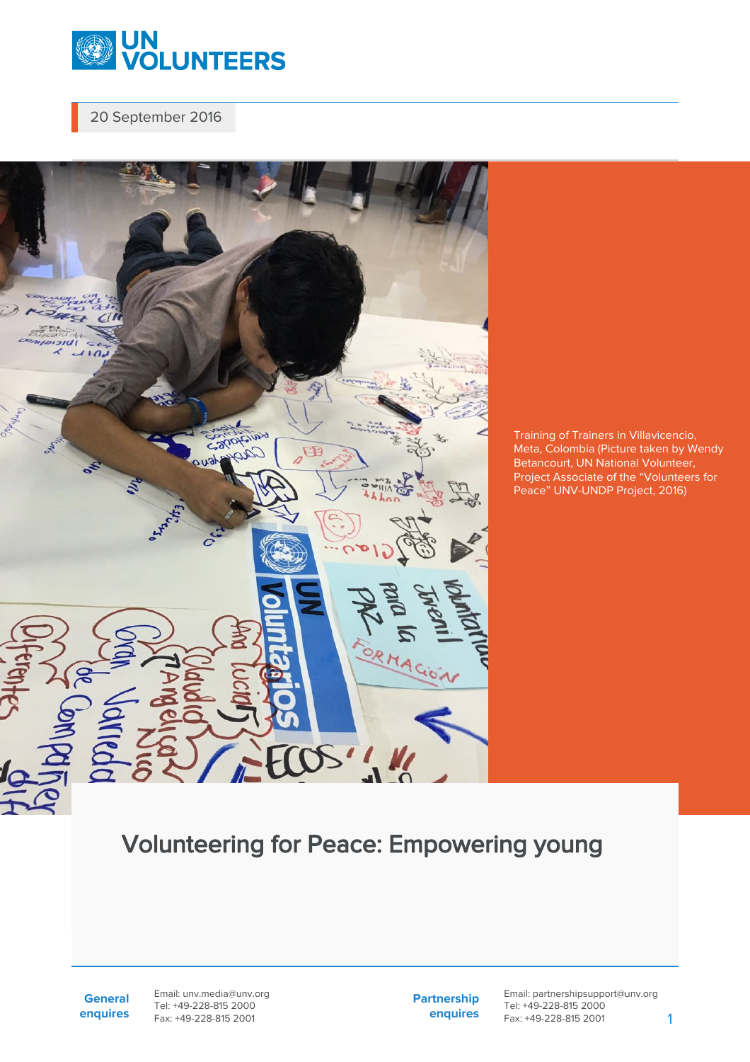UN VOLUNTEERS

20 September 2016

Training of Trainers in Villavicencio, Meta, Colombia (Picture taken by Wendy Betancourt, UN National Volunteer, Project Associate of the "Volunteers for Peace" UNV-UNDP Project, 2016)

# Volunteering for Peace: Empowering young

**General enquires**
Email: unv.media@unv.org
Tel: +49-228-815 2000
Fax: +49-228-815 2001

**Partnership enquires**
Email: partnershipsupport@unv.org
Tel: +49-228-815 2000
Fax: +49-228-815 2001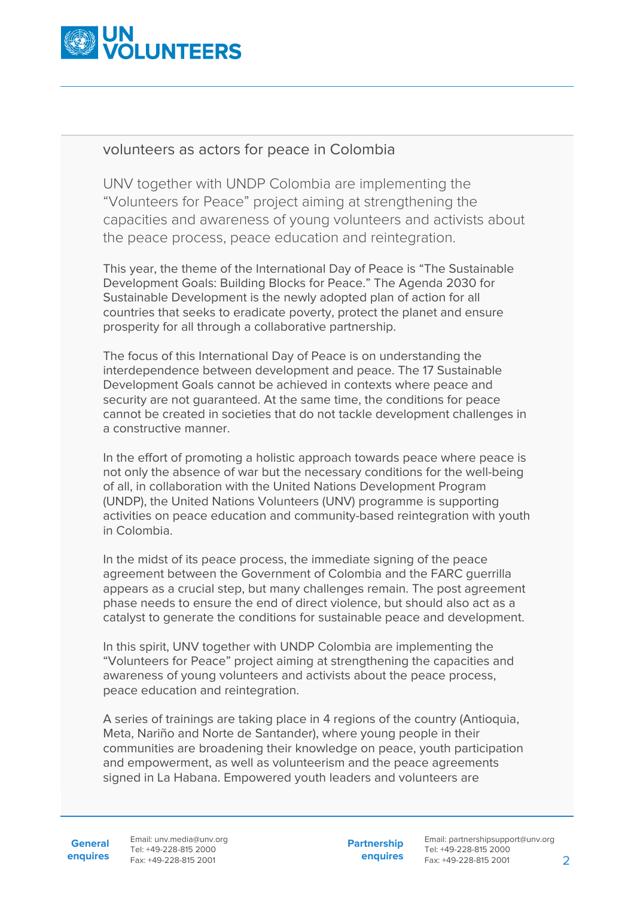## volunteers as actors for peace in Colombia

UNV together with UNDP Colombia are implementing the "Volunteers for Peace" project aiming at strengthening the capacities and awareness of young volunteers and activists about the peace process, peace education and reintegration.

This year, the theme of the International Day of Peace is "The Sustainable Development Goals: Building Blocks for Peace." The Agenda 2030 for Sustainable Development is the newly adopted plan of action for all countries that seeks to eradicate poverty, protect the planet and ensure prosperity for all through a collaborative partnership.

The focus of this International Day of Peace is on understanding the interdependence between development and peace. The 17 Sustainable Development Goals cannot be achieved in contexts where peace and security are not guaranteed. At the same time, the conditions for peace cannot be created in societies that do not tackle development challenges in a constructive manner.

In the effort of promoting a holistic approach towards peace where peace is not only the absence of war but the necessary conditions for the well-being of all, in collaboration with the United Nations Development Program (UNDP), the United Nations Volunteers (UNV) programme is supporting activities on peace education and community-based reintegration with youth in Colombia.

In the midst of its peace process, the immediate signing of the peace agreement between the Government of Colombia and the FARC guerrilla appears as a crucial step, but many challenges remain. The post agreement phase needs to ensure the end of direct violence, but should also act as a catalyst to generate the conditions for sustainable peace and development.

In this spirit, UNV together with UNDP Colombia are implementing the "Volunteers for Peace" project aiming at strengthening the capacities and awareness of young volunteers and activists about the peace process, peace education and reintegration.

A series of trainings are taking place in 4 regions of the country (Antioquia, Meta, Nariño and Norte de Santander), where young people in their communities are broadening their knowledge on peace, youth participation and empowerment, as well as volunteerism and the peace agreements signed in La Habana. Empowered youth leaders and volunteers are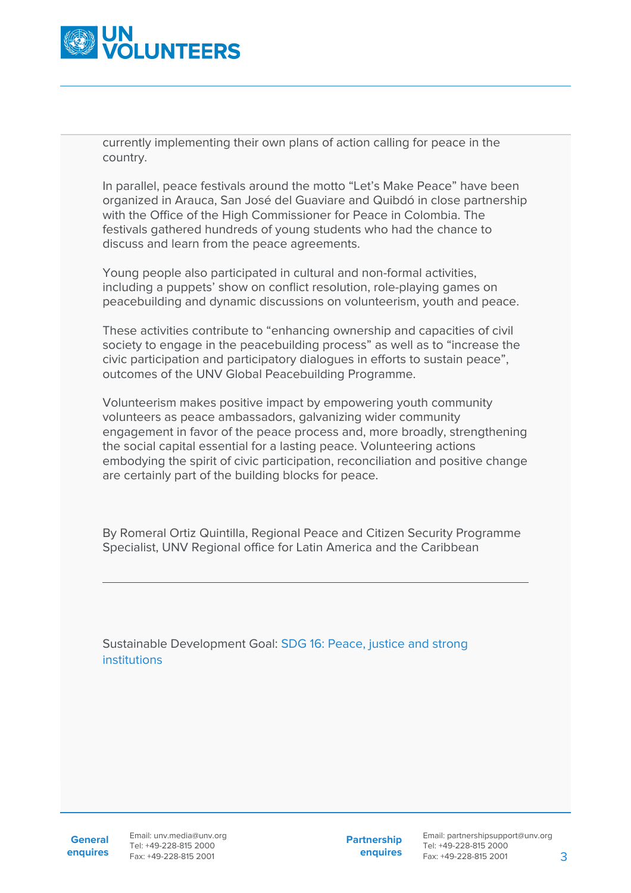currently implementing their own plans of action calling for peace in the country.

In parallel, peace festivals around the motto “Let’s Make Peace” have been organized in Arauca, San José del Guaviare and Quibdó in close partnership with the Office of the High Commissioner for Peace in Colombia. The festivals gathered hundreds of young students who had the chance to discuss and learn from the peace agreements.

Young people also participated in cultural and non-formal activities, including a puppets’ show on conflict resolution, role-playing games on peacebuilding and dynamic discussions on volunteerism, youth and peace.

These activities contribute to “enhancing ownership and capacities of civil society to engage in the peacebuilding process” as well as to “increase the civic participation and participatory dialogues in efforts to sustain peace”, outcomes of the UNV Global Peacebuilding Programme.

Volunteerism makes positive impact by empowering youth community volunteers as peace ambassadors, galvanizing wider community engagement in favor of the peace process and, more broadly, strengthening the social capital essential for a lasting peace. Volunteering actions embodying the spirit of civic participation, reconciliation and positive change are certainly part of the building blocks for peace.

By Romeral Ortiz Quintilla, Regional Peace and Citizen Security Programme Specialist, UNV Regional office for Latin America and the Caribbean

---

Sustainable Development Goal: SDG 16: Peace, justice and strong institutions

**General enquires**
Email: unv.media@unv.org
Tel: +49-228-815 2000
Fax: +49-228-815 2001

**Partnership enquires**
Email: partnershipsupport@unv.org
Tel: +49-228-815 2000
Fax: +49-228-815 2001